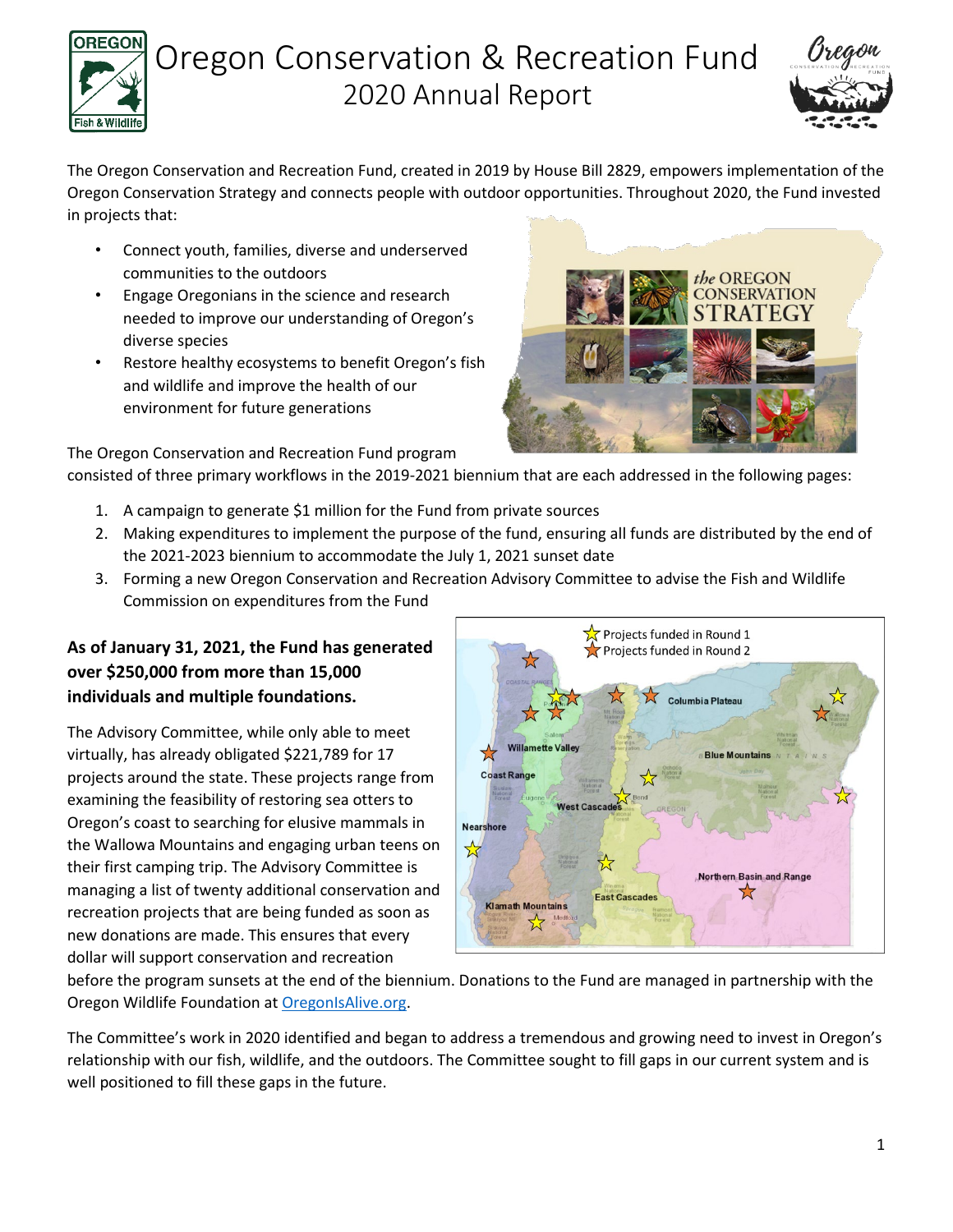# Oregon Conservation & Recreation Fund
## 2020 Annual Report

The Oregon Conservation and Recreation Fund, created in 2019 by House Bill 2829, empowers implementation of the Oregon Conservation Strategy and connects people with outdoor opportunities. Throughout 2020, the Fund invested in projects that:

- Connect youth, families, diverse and underserved communities to the outdoors
- Engage Oregonians in the science and research needed to improve our understanding of Oregon's diverse species
- Restore healthy ecosystems to benefit Oregon's fish and wildlife and improve the health of our environment for future generations

The Oregon Conservation and Recreation Fund program consisted of three primary workflows in the 2019-2021 biennium that are each addressed in the following pages:

1. A campaign to generate $1 million for the Fund from private sources
2. Making expenditures to implement the purpose of the fund, ensuring all funds are distributed by the end of the 2021-2023 biennium to accommodate the July 1, 2021 sunset date
3. Forming a new Oregon Conservation and Recreation Advisory Committee to advise the Fish and Wildlife Commission on expenditures from the Fund

**As of January 31, 2021, the Fund has generated over $250,000 from more than 15,000 individuals and multiple foundations.**

The Advisory Committee, while only able to meet virtually, has already obligated $221,789 for 17 projects around the state. These projects range from examining the feasibility of restoring sea otters to Oregon's coast to searching for elusive mammals in the Wallowa Mountains and engaging urban teens on their first camping trip. The Advisory Committee is managing a list of twenty additional conservation and recreation projects that are being funded as soon as new donations are made. This ensures that every dollar will support conservation and recreation before the program sunsets at the end of the biennium. Donations to the Fund are managed in partnership with the Oregon Wildlife Foundation at OregonIsAlive.org.

The Committee's work in 2020 identified and began to address a tremendous and growing need to invest in Oregon's relationship with our fish, wildlife, and the outdoors. The Committee sought to fill gaps in our current system and is well positioned to fill these gaps in the future.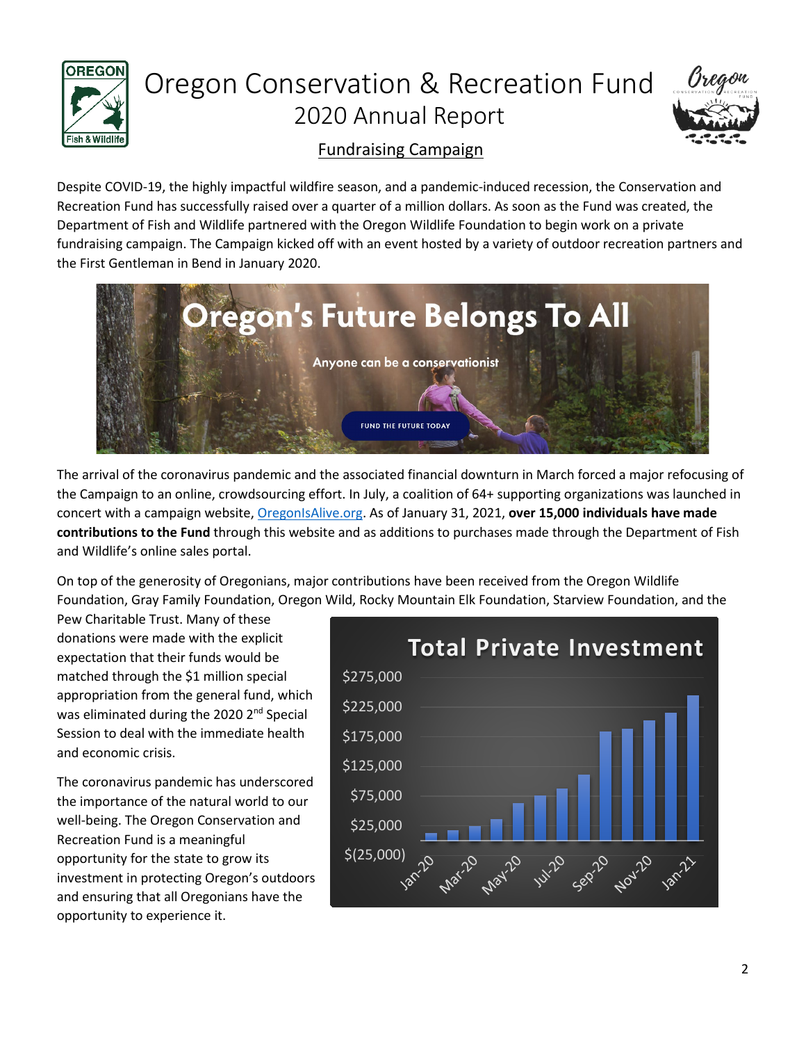# Oregon Conservation & Recreation Fund

## 2020 Annual Report

### Fundraising Campaign

Despite COVID-19, the highly impactful wildfire season, and a pandemic-induced recession, the Conservation and Recreation Fund has successfully raised over a quarter of a million dollars. As soon as the Fund was created, the Department of Fish and Wildlife partnered with the Oregon Wildlife Foundation to begin work on a private fundraising campaign. The Campaign kicked off with an event hosted by a variety of outdoor recreation partners and the First Gentleman in Bend in January 2020.

Oregon's Future Belongs To All

Anyone can be a conservationist

FUND THE FUTURE TODAY

The arrival of the coronavirus pandemic and the associated financial downturn in March forced a major refocusing of the Campaign to an online, crowdsourcing effort. In July, a coalition of 64+ supporting organizations was launched in concert with a campaign website, [OregonIsAlive.org](OregonIsAlive.org). As of January 31, 2021, **over 15,000 individuals have made contributions to the Fund** through this website and as additions to purchases made through the Department of Fish and Wildlife's online sales portal.

On top of the generosity of Oregonians, major contributions have been received from the Oregon Wildlife Foundation, Gray Family Foundation, Oregon Wild, Rocky Mountain Elk Foundation, Starview Foundation, and the Pew Charitable Trust. Many of these donations were made with the explicit expectation that their funds would be matched through the $1 million special appropriation from the general fund, which was eliminated during the 2020 2nd Special Session to deal with the immediate health and economic crisis.

The coronavirus pandemic has underscored the importance of the natural world to our well-being. The Oregon Conservation and Recreation Fund is a meaningful opportunity for the state to grow its investment in protecting Oregon's outdoors and ensuring that all Oregonians have the opportunity to experience it.

**Total Private Investment**

(Bar chart, y-axis from $(25,000) to $275,000; x-axis labels: Jan-20, Mar-20, May-20, Jul-20, Sep-20, Nov-20, Jan-21)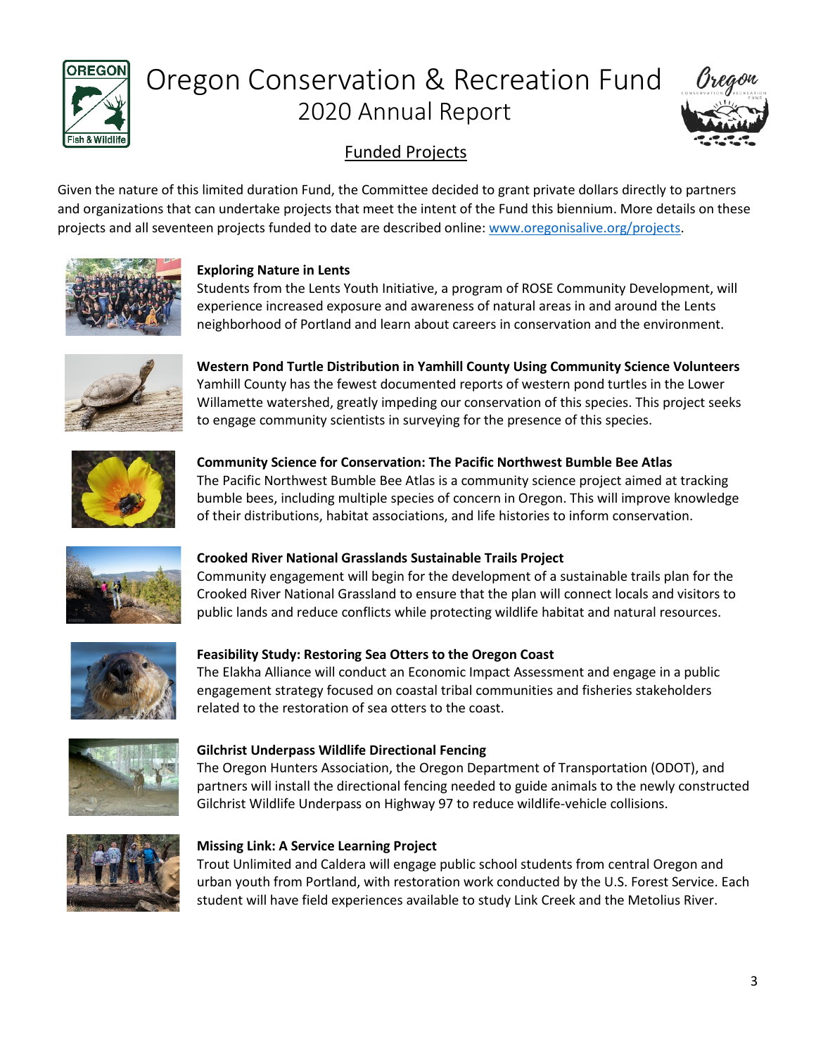# Oregon Conservation & Recreation Fund

## 2020 Annual Report

### Funded Projects

Given the nature of this limited duration Fund, the Committee decided to grant private dollars directly to partners and organizations that can undertake projects that meet the intent of the Fund this biennium. More details on these projects and all seventeen projects funded to date are described online: www.oregonisalive.org/projects.

**Exploring Nature in Lents**
Students from the Lents Youth Initiative, a program of ROSE Community Development, will experience increased exposure and awareness of natural areas in and around the Lents neighborhood of Portland and learn about careers in conservation and the environment.

**Western Pond Turtle Distribution in Yamhill County Using Community Science Volunteers**
Yamhill County has the fewest documented reports of western pond turtles in the Lower Willamette watershed, greatly impeding our conservation of this species. This project seeks to engage community scientists in surveying for the presence of this species.

**Community Science for Conservation: The Pacific Northwest Bumble Bee Atlas**
The Pacific Northwest Bumble Bee Atlas is a community science project aimed at tracking bumble bees, including multiple species of concern in Oregon. This will improve knowledge of their distributions, habitat associations, and life histories to inform conservation.

**Crooked River National Grasslands Sustainable Trails Project**
Community engagement will begin for the development of a sustainable trails plan for the Crooked River National Grassland to ensure that the plan will connect locals and visitors to public lands and reduce conflicts while protecting wildlife habitat and natural resources.

**Feasibility Study: Restoring Sea Otters to the Oregon Coast**
The Elakha Alliance will conduct an Economic Impact Assessment and engage in a public engagement strategy focused on coastal tribal communities and fisheries stakeholders related to the restoration of sea otters to the coast.

**Gilchrist Underpass Wildlife Directional Fencing**
The Oregon Hunters Association, the Oregon Department of Transportation (ODOT), and partners will install the directional fencing needed to guide animals to the newly constructed Gilchrist Wildlife Underpass on Highway 97 to reduce wildlife-vehicle collisions.

**Missing Link: A Service Learning Project**
Trout Unlimited and Caldera will engage public school students from central Oregon and urban youth from Portland, with restoration work conducted by the U.S. Forest Service. Each student will have field experiences available to study Link Creek and the Metolius River.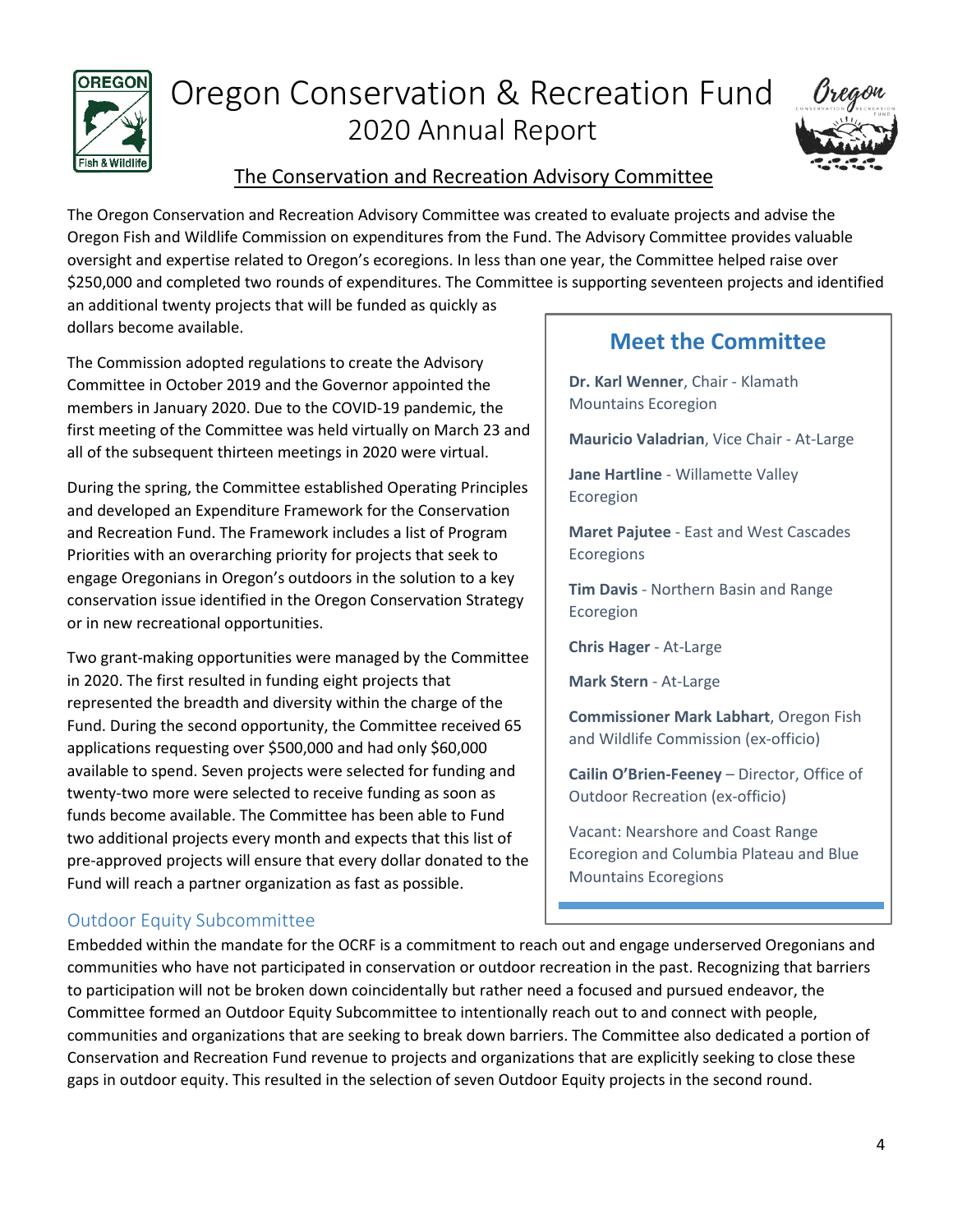# Oregon Conservation & Recreation Fund
## 2020 Annual Report

### The Conservation and Recreation Advisory Committee

The Oregon Conservation and Recreation Advisory Committee was created to evaluate projects and advise the Oregon Fish and Wildlife Commission on expenditures from the Fund. The Advisory Committee provides valuable oversight and expertise related to Oregon's ecoregions. In less than one year, the Committee helped raise over $250,000 and completed two rounds of expenditures. The Committee is supporting seventeen projects and identified an additional twenty projects that will be funded as quickly as dollars become available.

The Commission adopted regulations to create the Advisory Committee in October 2019 and the Governor appointed the members in January 2020. Due to the COVID-19 pandemic, the first meeting of the Committee was held virtually on March 23 and all of the subsequent thirteen meetings in 2020 were virtual.

During the spring, the Committee established Operating Principles and developed an Expenditure Framework for the Conservation and Recreation Fund. The Framework includes a list of Program Priorities with an overarching priority for projects that seek to engage Oregonians in Oregon's outdoors in the solution to a key conservation issue identified in the Oregon Conservation Strategy or in new recreational opportunities.

Two grant-making opportunities were managed by the Committee in 2020. The first resulted in funding eight projects that represented the breadth and diversity within the charge of the Fund. During the second opportunity, the Committee received 65 applications requesting over $500,000 and had only $60,000 available to spend. Seven projects were selected for funding and twenty-two more were selected to receive funding as soon as funds become available. The Committee has been able to Fund two additional projects every month and expects that this list of pre-approved projects will ensure that every dollar donated to the Fund will reach a partner organization as fast as possible.

### Meet the Committee

**Dr. Karl Wenner**, Chair - Klamath Mountains Ecoregion

**Mauricio Valadrian**, Vice Chair - At-Large

**Jane Hartline** - Willamette Valley Ecoregion

**Maret Pajutee** - East and West Cascades Ecoregions

**Tim Davis** - Northern Basin and Range Ecoregion

**Chris Hager** - At-Large

**Mark Stern** - At-Large

**Commissioner Mark Labhart**, Oregon Fish and Wildlife Commission (ex-officio)

**Cailin O'Brien-Feeney** – Director, Office of Outdoor Recreation (ex-officio)

Vacant: Nearshore and Coast Range Ecoregion and Columbia Plateau and Blue Mountains Ecoregions

### Outdoor Equity Subcommittee

Embedded within the mandate for the OCRF is a commitment to reach out and engage underserved Oregonians and communities who have not participated in conservation or outdoor recreation in the past. Recognizing that barriers to participation will not be broken down coincidentally but rather need a focused and pursued endeavor, the Committee formed an Outdoor Equity Subcommittee to intentionally reach out to and connect with people, communities and organizations that are seeking to break down barriers. The Committee also dedicated a portion of Conservation and Recreation Fund revenue to projects and organizations that are explicitly seeking to close these gaps in outdoor equity. This resulted in the selection of seven Outdoor Equity projects in the second round.